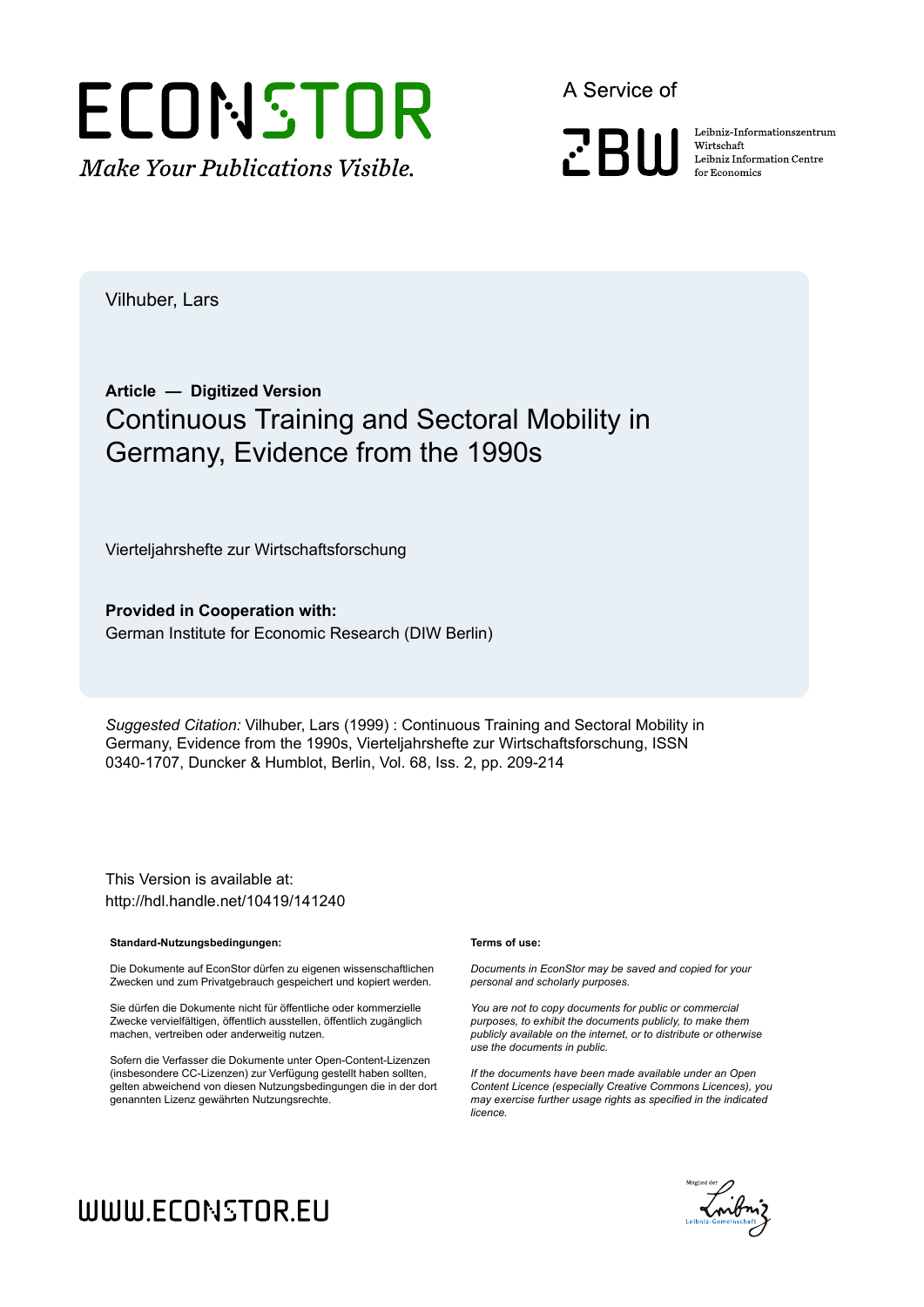Vilhuber, Lars

**Article — Digitized Version**

# Continuous Training and Sectoral Mobility in Germany, Evidence from the 1990s

Vierteljahrshefte zur Wirtschaftsforschung

**Provided in Cooperation with:**
German Institute for Economic Research (DIW Berlin)

*Suggested Citation:* Vilhuber, Lars (1999) : Continuous Training and Sectoral Mobility in Germany, Evidence from the 1990s, Vierteljahrshefte zur Wirtschaftsforschung, ISSN 0340-1707, Duncker & Humblot, Berlin, Vol. 68, Iss. 2, pp. 209-214

This Version is available at:
http://hdl.handle.net/10419/141240

**Standard-Nutzungsbedingungen:**

Die Dokumente auf EconStor dürfen zu eigenen wissenschaftlichen Zwecken und zum Privatgebrauch gespeichert und kopiert werden.

Sie dürfen die Dokumente nicht für öffentliche oder kommerzielle Zwecke vervielfältigen, öffentlich ausstellen, öffentlich zugänglich machen, vertreiben oder anderweitig nutzen.

Sofern die Verfasser die Dokumente unter Open-Content-Lizenzen (insbesondere CC-Lizenzen) zur Verfügung gestellt haben sollten, gelten abweichend von diesen Nutzungsbedingungen die in der dort genannten Lizenz gewährten Nutzungsrechte.

**Terms of use:**

*Documents in EconStor may be saved and copied for your personal and scholarly purposes.*

*You are not to copy documents for public or commercial purposes, to exhibit the documents publicly, to make them publicly available on the internet, or to distribute or otherwise use the documents in public.*

*If the documents have been made available under an Open Content Licence (especially Creative Commons Licences), you may exercise further usage rights as specified in the indicated licence.*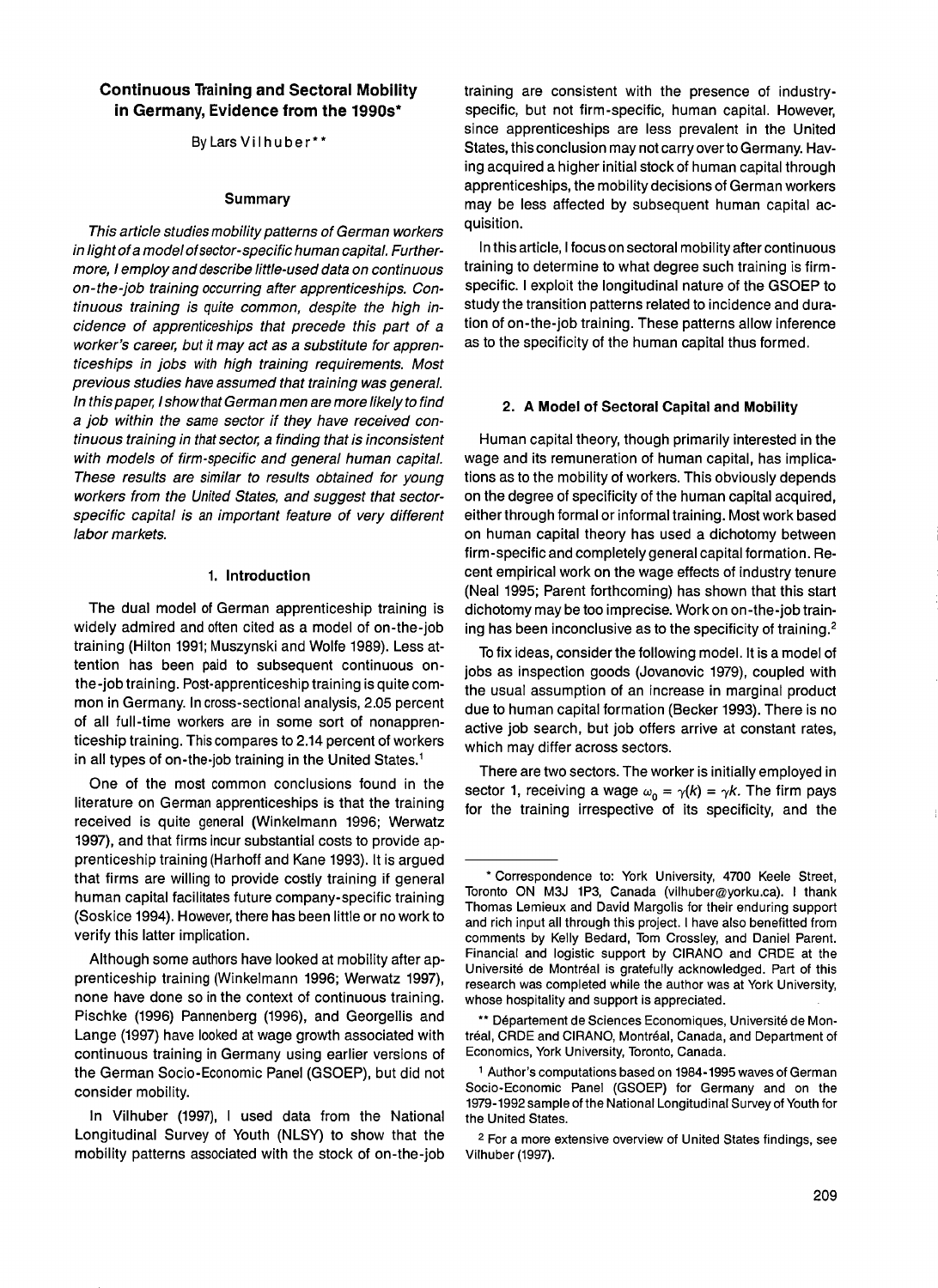## Continuous Training and Sectoral Mobility in Germany, Evidence from the 1990s*

By Lars Vilhuber**

### Summary

*This article studies mobility patterns of German workers in light of a model of sector-specific human capital. Furthermore, I employ and describe little-used data on continuous on-the-job training occurring after apprenticeships. Continuous training is quite common, despite the high incidence of apprenticeships that precede this part of a worker's career, but it may act as a substitute for apprenticeships in jobs with high training requirements. Most previous studies have assumed that training was general. In this paper, I show that German men are more likely to find a job within the same sector if they have received continuous training in that sector, a finding that is inconsistent with models of firm-specific and general human capital. These results are similar to results obtained for young workers from the United States, and suggest that sector-specific capital is an important feature of very different labor markets.*

### 1. Introduction

The dual model of German apprenticeship training is widely admired and often cited as a model of on-the-job training (Hilton 1991; Muszynski and Wolfe 1989). Less attention has been paid to subsequent continuous on-the-job training. Post-apprenticeship training is quite common in Germany. In cross-sectional analysis, 2.05 percent of all full-time workers are in some sort of nonapprenticeship training. This compares to 2.14 percent of workers in all types of on-the-job training in the United States.[1]

One of the most common conclusions found in the literature on German apprenticeships is that the training received is quite general (Winkelmann 1996; Werwatz 1997), and that firms incur substantial costs to provide apprenticeship training (Harhoff and Kane 1993). It is argued that firms are willing to provide costly training if general human capital facilitates future company-specific training (Soskice 1994). However, there has been little or no work to verify this latter implication.

Although some authors have looked at mobility after apprenticeship training (Winkelmann 1996; Werwatz 1997), none have done so in the context of continuous training. Pischke (1996) Pannenberg (1996), and Georgellis and Lange (1997) have looked at wage growth associated with continuous training in Germany using earlier versions of the German Socio-Economic Panel (GSOEP), but did not consider mobility.

In Vilhuber (1997), I used data from the National Longitudinal Survey of Youth (NLSY) to show that the mobility patterns associated with the stock of on-the-job training are consistent with the presence of industry-specific, but not firm-specific, human capital. However, since apprenticeships are less prevalent in the United States, this conclusion may not carry over to Germany. Having acquired a higher initial stock of human capital through apprenticeships, the mobility decisions of German workers may be less affected by subsequent human capital acquisition.

In this article, I focus on sectoral mobility after continuous training to determine to what degree such training is firm-specific. I exploit the longitudinal nature of the GSOEP to study the transition patterns related to incidence and duration of on-the-job training. These patterns allow inference as to the specificity of the human capital thus formed.

### 2. A Model of Sectoral Capital and Mobility

Human capital theory, though primarily interested in the wage and its remuneration of human capital, has implications as to the mobility of workers. This obviously depends on the degree of specificity of the human capital acquired, either through formal or informal training. Most work based on human capital theory has used a dichotomy between firm-specific and completely general capital formation. Recent empirical work on the wage effects of industry tenure (Neal 1995; Parent forthcoming) has shown that this start dichotomy may be too imprecise. Work on on-the-job training has been inconclusive as to the specificity of training.[2]

To fix ideas, consider the following model. It is a model of jobs as inspection goods (Jovanovic 1979), coupled with the usual assumption of an increase in marginal product due to human capital formation (Becker 1993). There is no active job search, but job offers arrive at constant rates, which may differ across sectors.

There are two sectors. The worker is initially employed in sector 1, receiving a wage $\omega_0 = \gamma(k) = \gamma k$. The firm pays for the training irrespective of its specificity, and the

---

* Correspondence to: York University, 4700 Keele Street, Toronto ON M3J 1P3, Canada (vilhuber@yorku.ca). I thank Thomas Lemieux and David Margolis for their enduring support and rich input all through this project. I have also benefitted from comments by Kelly Bedard, Tom Crossley, and Daniel Parent. Financial and logistic support by CIRANO and CRDE at the Université de Montréal is gratefully acknowledged. Part of this research was completed while the author was at York University, whose hospitality and support is appreciated.

** Département de Sciences Economiques, Université de Montréal, CRDE and CIRANO, Montréal, Canada, and Department of Economics, York University, Toronto, Canada.

[1] Author's computations based on 1984-1995 waves of German Socio-Economic Panel (GSOEP) for Germany and on the 1979-1992 sample of the National Longitudinal Survey of Youth for the United States.

[2] For a more extensive overview of United States findings, see Vilhuber (1997).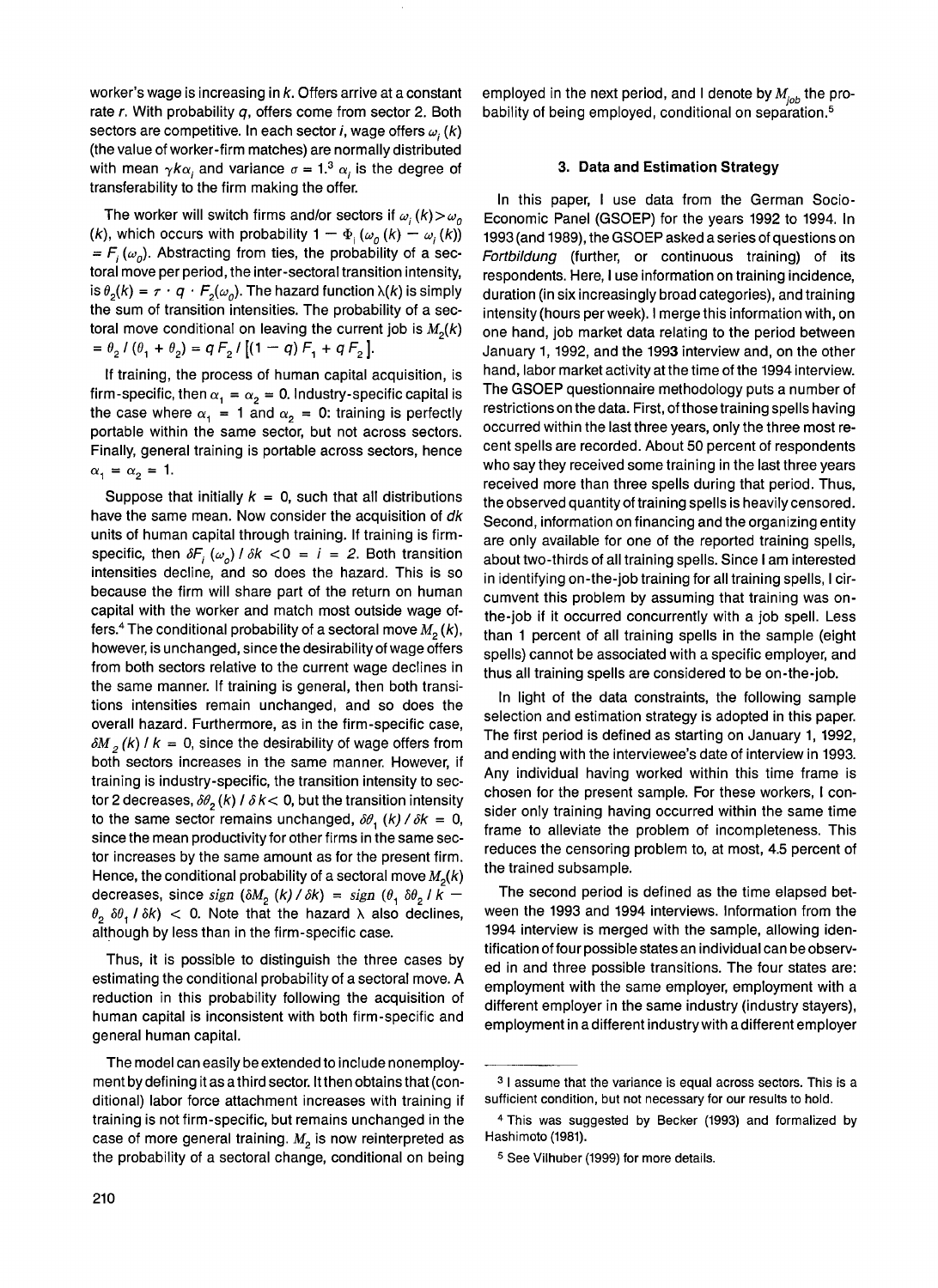worker's wage is increasing in $k$. Offers arrive at a constant rate $r$. With probability $q$, offers come from sector 2. Both sectors are competitive. In each sector $i$, wage offers $\omega_i(k)$ (the value of worker-firm matches) are normally distributed with mean $\gamma k \alpha_i$ and variance $\sigma = 1$.[3] $\alpha_i$ is the degree of transferability to the firm making the offer.

The worker will switch firms and/or sectors if $\omega_i(k) > \omega_0(k)$, which occurs with probability $1 - \Phi_i(\omega_0(k) - \omega_i(k)) = F_i(\omega_0)$. Abstracting from ties, the probability of a sectoral move per period, the inter-sectoral transition intensity, is $\theta_2(k) = r \cdot q \cdot F_2(\omega_0)$. The hazard function $\lambda(k)$ is simply the sum of transition intensities. The probability of a sectoral move conditional on leaving the current job is $M_2(k) = \theta_2 / (\theta_1 + \theta_2) = q F_2 / [(1-q) F_1 + q F_2]$.

If training, the process of human capital acquisition, is firm-specific, then $\alpha_1 = \alpha_2 = 0$. Industry-specific capital is the case where $\alpha_1 = 1$ and $\alpha_2 = 0$: training is perfectly portable within the same sector, but not across sectors. Finally, general training is portable across sectors, hence $\alpha_1 = \alpha_2 = 1$.

Suppose that initially $k = 0$, such that all distributions have the same mean. Now consider the acquisition of $dk$ units of human capital through training. If training is firm-specific, then $\delta F_i(\omega_0) / \delta k < 0 = i = 2$. Both transition intensities decline, and so does the hazard. This is so because the firm will share part of the return on human capital with the worker and match most outside wage offers.[4] The conditional probability of a sectoral move $M_2(k)$, however, is unchanged, since the desirability of wage offers from both sectors relative to the current wage declines in the same manner. If training is general, then both transitions intensities remain unchanged, and so does the overall hazard. Furthermore, as in the firm-specific case, $\delta M_2(k) / k = 0$, since the desirability of wage offers from both sectors increases in the same manner. However, if training is industry-specific, the transition intensity to sector 2 decreases, $\delta\theta_2(k) / \delta k < 0$, but the transition intensity to the same sector remains unchanged, $\delta\theta_1(k) / \delta k = 0$, since the mean productivity for other firms in the same sector increases by the same amount as for the present firm. Hence, the conditional probability of a sectoral move $M_2(k)$ decreases, since $sign\,(\delta M_2(k) / \delta k) = sign\,(\theta_1\, \delta\theta_2 / k - \theta_2\, \delta\theta_1 / \delta k) < 0$. Note that the hazard $\lambda$ also declines, although by less than in the firm-specific case.

Thus, it is possible to distinguish the three cases by estimating the conditional probability of a sectoral move. A reduction in this probability following the acquisition of human capital is inconsistent with both firm-specific and general human capital.

The model can easily be extended to include nonemployment by defining it as a third sector. It then obtains that (conditional) labor force attachment increases with training if training is not firm-specific, but remains unchanged in the case of more general training. $M_2$ is now reinterpreted as the probability of a sectoral change, conditional on being employed in the next period, and I denote by $M_{job}$ the probability of being employed, conditional on separation.[5]

## 3. Data and Estimation Strategy

In this paper, I use data from the German Socio-Economic Panel (GSOEP) for the years 1992 to 1994. In 1993 (and 1989), the GSOEP asked a series of questions on *Fortbildung* (further, or continuous training) of its respondents. Here, I use information on training incidence, duration (in six increasingly broad categories), and training intensity (hours per week). I merge this information with, on one hand, job market data relating to the period between January 1, 1992, and the 1993 interview and, on the other hand, labor market activity at the time of the 1994 interview. The GSOEP questionnaire methodology puts a number of restrictions on the data. First, of those training spells having occurred within the last three years, only the three most recent spells are recorded. About 50 percent of respondents who say they received some training in the last three years received more than three spells during that period. Thus, the observed quantity of training spells is heavily censored. Second, information on financing and the organizing entity are only available for one of the reported training spells, about two-thirds of all training spells. Since I am interested in identifying on-the-job training for all training spells, I circumvent this problem by assuming that training was on-the-job if it occurred concurrently with a job spell. Less than 1 percent of all training spells in the sample (eight spells) cannot be associated with a specific employer, and thus all training spells are considered to be on-the-job.

In light of the data constraints, the following sample selection and estimation strategy is adopted in this paper. The first period is defined as starting on January 1, 1992, and ending with the interviewee's date of interview in 1993. Any individual having worked within this time frame is chosen for the present sample. For these workers, I consider only training having occurred within the same time frame to alleviate the problem of incompleteness. This reduces the censoring problem to, at most, 4.5 percent of the trained subsample.

The second period is defined as the time elapsed between the 1993 and 1994 interviews. Information from the 1994 interview is merged with the sample, allowing identification of four possible states an individual can be observed in and three possible transitions. The four states are: employment with the same employer, employment with a different employer in the same industry (industry stayers), employment in a different industry with a different employer

[3] I assume that the variance is equal across sectors. This is a sufficient condition, but not necessary for our results to hold.

[4] This was suggested by Becker (1993) and formalized by Hashimoto (1981).

[5] See Vilhuber (1999) for more details.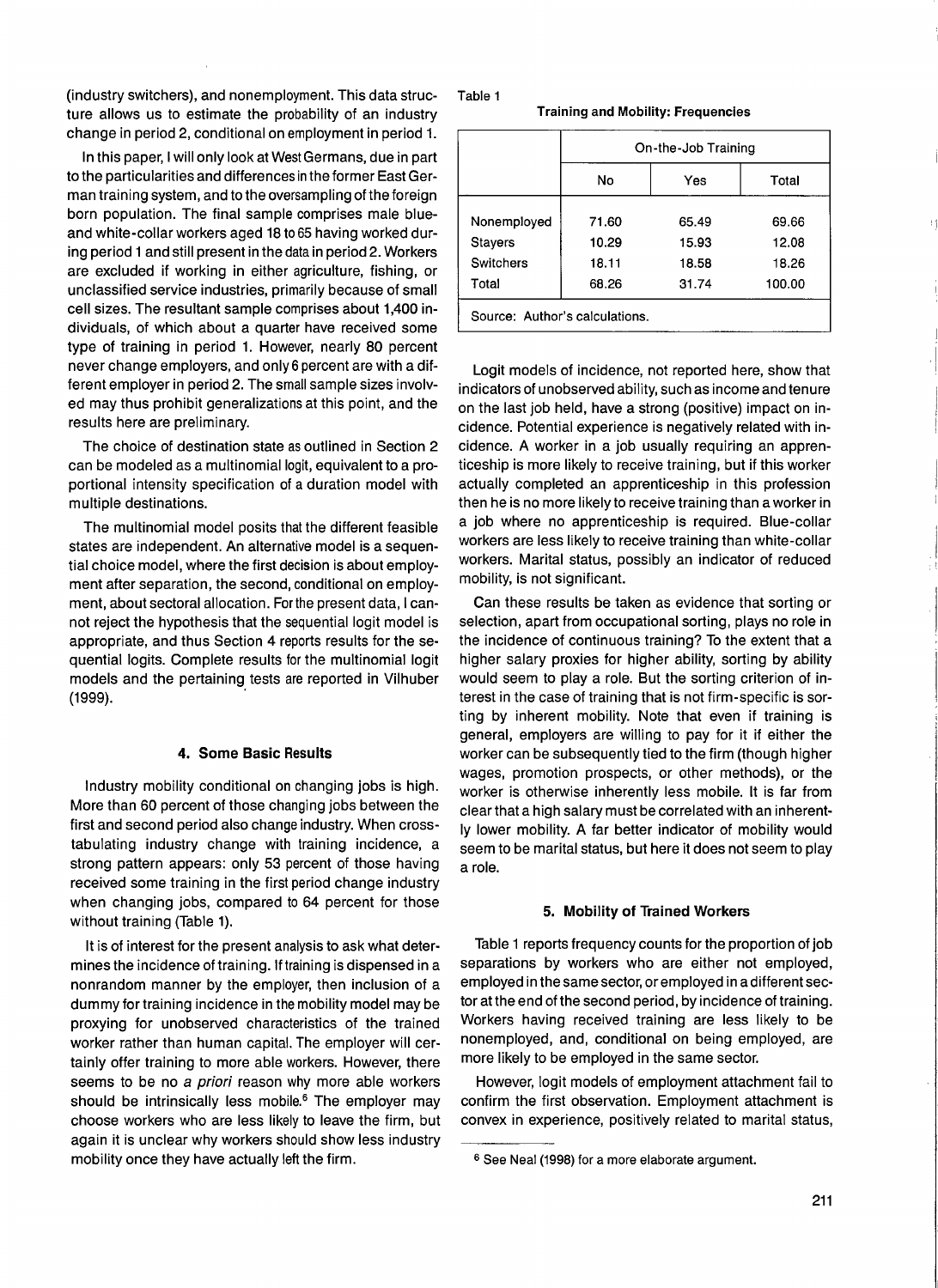(industry switchers), and nonemployment. This data structure allows us to estimate the probability of an industry change in period 2, conditional on employment in period 1.

In this paper, I will only look at West Germans, due in part to the particularities and differences in the former East German training system, and to the oversampling of the foreign born population. The final sample comprises male blue- and white-collar workers aged 18 to 65 having worked during period 1 and still present in the data in period 2. Workers are excluded if working in either agriculture, fishing, or unclassified service industries, primarily because of small cell sizes. The resultant sample comprises about 1,400 individuals, of which about a quarter have received some type of training in period 1. However, nearly 80 percent never change employers, and only 6 percent are with a different employer in period 2. The small sample sizes involved may thus prohibit generalizations at this point, and the results here are preliminary.

The choice of destination state as outlined in Section 2 can be modeled as a multinomial logit, equivalent to a proportional intensity specification of a duration model with multiple destinations.

The multinomial model posits that the different feasible states are independent. An alternative model is a sequential choice model, where the first decision is about employment after separation, the second, conditional on employment, about sectoral allocation. For the present data, I cannot reject the hypothesis that the sequential logit model is appropriate, and thus Section 4 reports results for the sequential logits. Complete results for the multinomial logit models and the pertaining tests are reported in Vilhuber (1999).

### 4. Some Basic Results

Industry mobility conditional on changing jobs is high. More than 60 percent of those changing jobs between the first and second period also change industry. When cross-tabulating industry change with training incidence, a strong pattern appears: only 53 percent of those having received some training in the first period change industry when changing jobs, compared to 64 percent for those without training (Table 1).

It is of interest for the present analysis to ask what determines the incidence of training. If training is dispensed in a nonrandom manner by the employer, then inclusion of a dummy for training incidence in the mobility model may be proxying for unobserved characteristics of the trained worker rather than human capital. The employer will certainly offer training to more able workers. However, there seems to be no *a priori* reason why more able workers should be intrinsically less mobile.[6] The employer may choose workers who are less likely to leave the firm, but again it is unclear why workers should show less industry mobility once they have actually left the firm.

Table 1

**Training and Mobility: Frequencies**

| | On-the-Job Training | | |
|---|---|---|---|
| | No | Yes | Total |
| Nonemployed | 71.60 | 65.49 | 69.66 |
| Stayers | 10.29 | 15.93 | 12.08 |
| Switchers | 18.11 | 18.58 | 18.26 |
| Total | 68.26 | 31.74 | 100.00 |

Source: Author's calculations.

Logit models of incidence, not reported here, show that indicators of unobserved ability, such as income and tenure on the last job held, have a strong (positive) impact on incidence. Potential experience is negatively related with incidence. A worker in a job usually requiring an apprenticeship is more likely to receive training, but if this worker actually completed an apprenticeship in this profession then he is no more likely to receive training than a worker in a job where no apprenticeship is required. Blue-collar workers are less likely to receive training than white-collar workers. Marital status, possibly an indicator of reduced mobility, is not significant.

Can these results be taken as evidence that sorting or selection, apart from occupational sorting, plays no role in the incidence of continuous training? To the extent that a higher salary proxies for higher ability, sorting by ability would seem to play a role. But the sorting criterion of interest in the case of training that is not firm-specific is sorting by inherent mobility. Note that even if training is general, employers are willing to pay for it if either the worker can be subsequently tied to the firm (though higher wages, promotion prospects, or other methods), or the worker is otherwise inherently less mobile. It is far from clear that a high salary must be correlated with an inherently lower mobility. A far better indicator of mobility would seem to be marital status, but here it does not seem to play a role.

### 5. Mobility of Trained Workers

Table 1 reports frequency counts for the proportion of job separations by workers who are either not employed, employed in the same sector, or employed in a different sector at the end of the second period, by incidence of training. Workers having received training are less likely to be nonemployed, and, conditional on being employed, are more likely to be employed in the same sector.

However, logit models of employment attachment fail to confirm the first observation. Employment attachment is convex in experience, positively related to marital status,

[6] See Neal (1998) for a more elaborate argument.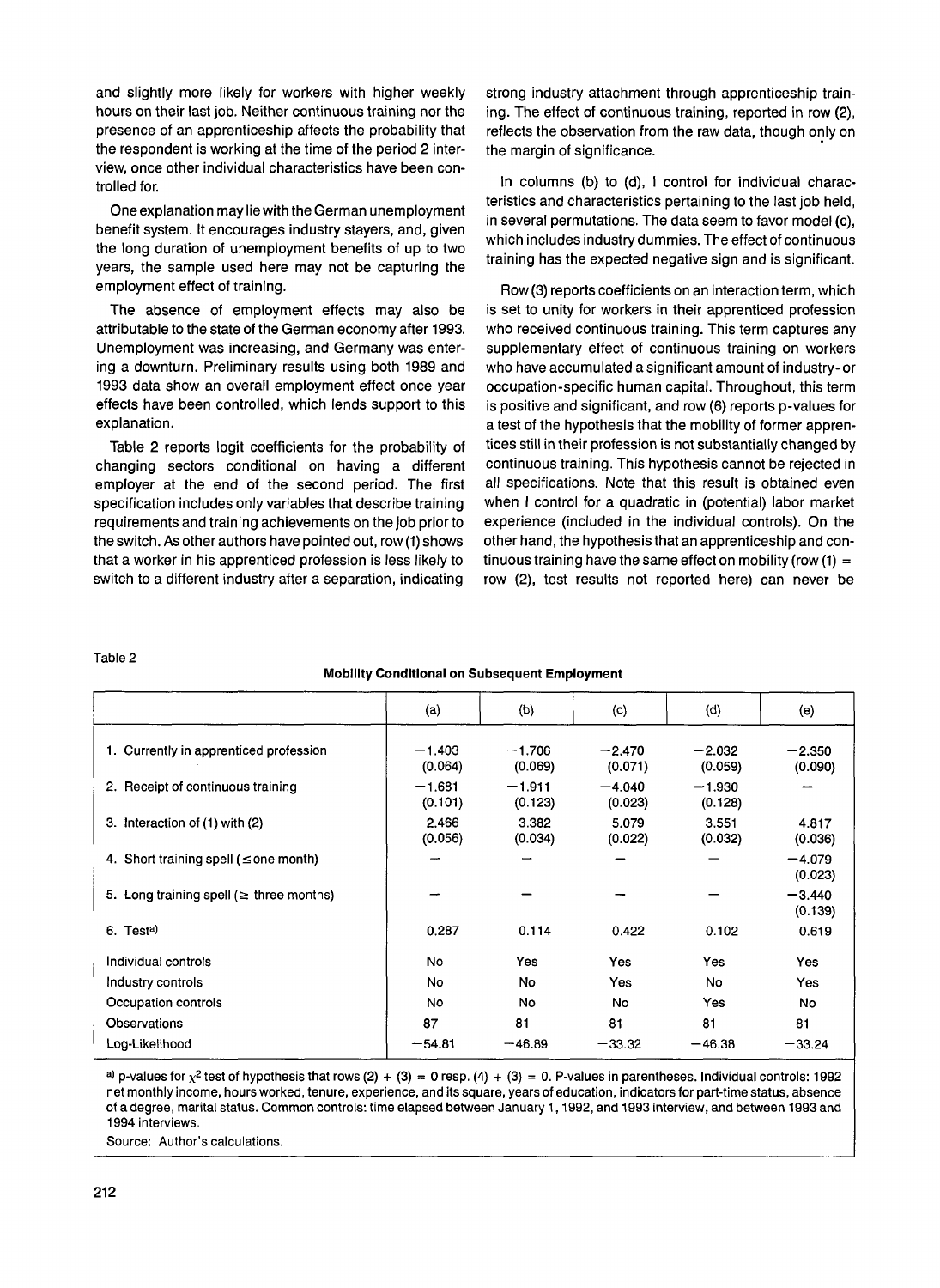and slightly more likely for workers with higher weekly hours on their last job. Neither continuous training nor the presence of an apprenticeship affects the probability that the respondent is working at the time of the period 2 interview, once other individual characteristics have been controlled for.

One explanation may lie with the German unemployment benefit system. It encourages industry stayers, and, given the long duration of unemployment benefits of up to two years, the sample used here may not be capturing the employment effect of training.

The absence of employment effects may also be attributable to the state of the German economy after 1993. Unemployment was increasing, and Germany was entering a downturn. Preliminary results using both 1989 and 1993 data show an overall employment effect once year effects have been controlled, which lends support to this explanation.

Table 2 reports logit coefficients for the probability of changing sectors conditional on having a different employer at the end of the second period. The first specification includes only variables that describe training requirements and training achievements on the job prior to the switch. As other authors have pointed out, row (1) shows that a worker in his apprenticed profession is less likely to switch to a different industry after a separation, indicating strong industry attachment through apprenticeship training. The effect of continuous training, reported in row (2), reflects the observation from the raw data, though only on the margin of significance.

In columns (b) to (d), I control for individual characteristics and characteristics pertaining to the last job held, in several permutations. The data seem to favor model (c), which includes industry dummies. The effect of continuous training has the expected negative sign and is significant.

Row (3) reports coefficients on an interaction term, which is set to unity for workers in their apprenticed profession who received continuous training. This term captures any supplementary effect of continuous training on workers who have accumulated a significant amount of industry- or occupation-specific human capital. Throughout, this term is positive and significant, and row (6) reports p-values for a test of the hypothesis that the mobility of former apprentices still in their profession is not substantially changed by continuous training. This hypothesis cannot be rejected in all specifications. Note that this result is obtained even when I control for a quadratic in (potential) labor market experience (included in the individual controls). On the other hand, the hypothesis that an apprenticeship and continuous training have the same effect on mobility (row (1) = row (2), test results not reported here) can never be

Table 2

**Mobility Conditional on Subsequent Employment**

| | (a) | (b) | (c) | (d) | (e) |
|---|---|---|---|---|---|
| 1. Currently in apprenticed profession | −1.403 (0.064) | −1.706 (0.069) | −2.470 (0.071) | −2.032 (0.059) | −2.350 (0.090) |
| 2. Receipt of continuous training | −1.681 (0.101) | −1.911 (0.123) | −4.040 (0.023) | −1.930 (0.128) | – |
| 3. Interaction of (1) with (2) | 2.466 (0.056) | 3.382 (0.034) | 5.079 (0.022) | 3.551 (0.032) | 4.817 (0.036) |
| 4. Short training spell (≤ one month) | – | – | – | – | −4.079 (0.023) |
| 5. Long training spell (≥ three months) | – | – | – | – | −3.440 (0.139) |
| 6. Test[a] | 0.287 | 0.114 | 0.422 | 0.102 | 0.619 |
| Individual controls | No | Yes | Yes | Yes | Yes |
| Industry controls | No | No | Yes | No | Yes |
| Occupation controls | No | No | No | Yes | No |
| Observations | 87 | 81 | 81 | 81 | 81 |
| Log-Likelihood | −54.81 | −46.89 | −33.32 | −46.38 | −33.24 |

[a] p-values for $\chi^2$ test of hypothesis that rows (2) + (3) = 0 resp. (4) + (3) = 0. P-values in parentheses. Individual controls: 1992 net monthly income, hours worked, tenure, experience, and its square, years of education, indicators for part-time status, absence of a degree, marital status. Common controls: time elapsed between January 1, 1992, and 1993 interview, and between 1993 and 1994 interviews.

Source: Author's calculations.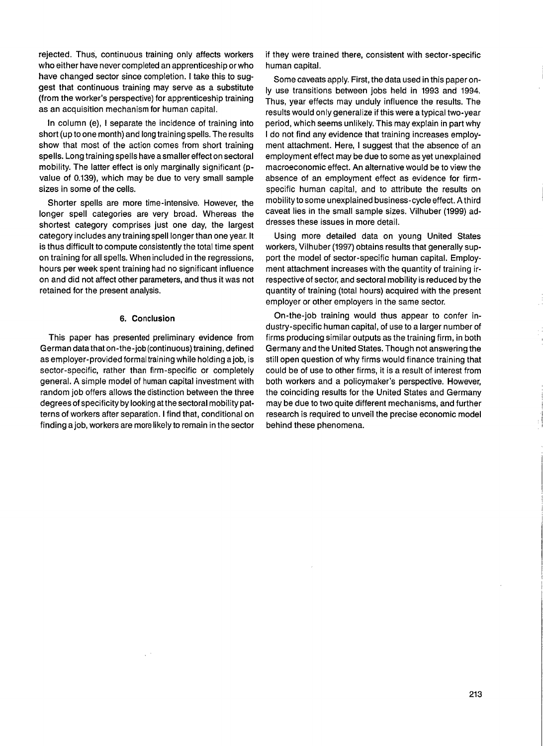rejected. Thus, continuous training only affects workers who either have never completed an apprenticeship or who have changed sector since completion. I take this to suggest that continuous training may serve as a substitute (from the worker's perspective) for apprenticeship training as an acquisition mechanism for human capital.

In column (e), I separate the incidence of training into short (up to one month) and long training spells. The results show that most of the action comes from short training spells. Long training spells have a smaller effect on sectoral mobility. The latter effect is only marginally significant (p-value of 0.139), which may be due to very small sample sizes in some of the cells.

Shorter spells are more time-intensive. However, the longer spell categories are very broad. Whereas the shortest category comprises just one day, the largest category includes any training spell longer than one year. It is thus difficult to compute consistently the total time spent on training for all spells. When included in the regressions, hours per week spent training had no significant influence on and did not affect other parameters, and thus it was not retained for the present analysis.

## 6. Conclusion

This paper has presented preliminary evidence from German data that on-the-job (continuous) training, defined as employer-provided formal training while holding a job, is sector-specific, rather than firm-specific or completely general. A simple model of human capital investment with random job offers allows the distinction between the three degrees of specificity by looking at the sectoral mobility patterns of workers after separation. I find that, conditional on finding a job, workers are more likely to remain in the sector if they were trained there, consistent with sector-specific human capital.

Some caveats apply. First, the data used in this paper only use transitions between jobs held in 1993 and 1994. Thus, year effects may unduly influence the results. The results would only generalize if this were a typical two-year period, which seems unlikely. This may explain in part why I do not find any evidence that training increases employment attachment. Here, I suggest that the absence of an employment effect may be due to some as yet unexplained macroeconomic effect. An alternative would be to view the absence of an employment effect as evidence for firm-specific human capital, and to attribute the results on mobility to some unexplained business-cycle effect. A third caveat lies in the small sample sizes. Vilhuber (1999) addresses these issues in more detail.

Using more detailed data on young United States workers, Vilhuber (1997) obtains results that generally support the model of sector-specific human capital. Employment attachment increases with the quantity of training irrespective of sector, and sectoral mobility is reduced by the quantity of training (total hours) acquired with the present employer or other employers in the same sector.

On-the-job training would thus appear to confer industry-specific human capital, of use to a larger number of firms producing similar outputs as the training firm, in both Germany and the United States. Though not answering the still open question of why firms would finance training that could be of use to other firms, it is a result of interest from both workers and a policymaker's perspective. However, the coinciding results for the United States and Germany may be due to two quite different mechanisms, and further research is required to unveil the precise economic model behind these phenomena.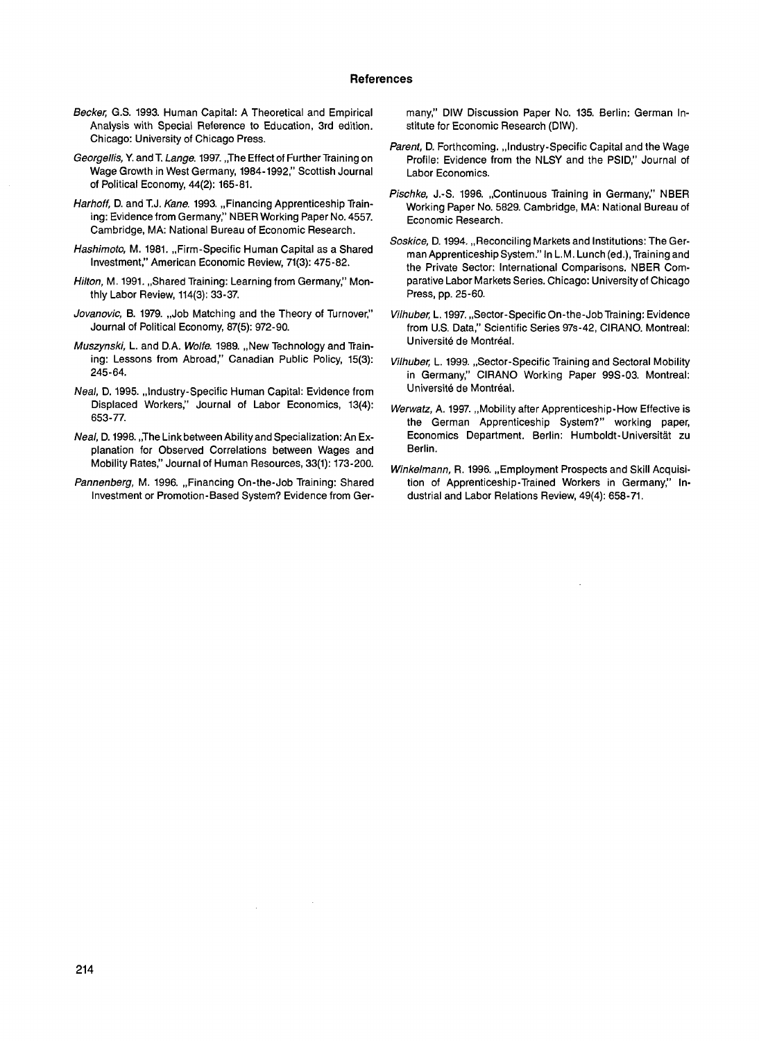## References

*Becker,* G.S. 1993. Human Capital: A Theoretical and Empirical Analysis with Special Reference to Education, 3rd edition. Chicago: University of Chicago Press.

*Georgellis,* Y. and T. *Lange.* 1997. „The Effect of Further Training on Wage Growth in West Germany, 1984-1992," Scottish Journal of Political Economy, 44(2): 165-81.

*Harhoff,* D. and T.J. *Kane.* 1993. „Financing Apprenticeship Training: Evidence from Germany," NBER Working Paper No. 4557. Cambridge, MA: National Bureau of Economic Research.

*Hashimoto,* M. 1981. „Firm-Specific Human Capital as a Shared Investment," American Economic Review, 71(3): 475-82.

*Hilton,* M. 1991. „Shared Training: Learning from Germany," Monthly Labor Review, 114(3): 33-37.

*Jovanovic,* B. 1979. „Job Matching and the Theory of Turnover," Journal of Political Economy, 87(5): 972-90.

*Muszynski,* L. and D.A. *Wolfe.* 1989. „New Technology and Training: Lessons from Abroad," Canadian Public Policy, 15(3): 245-64.

*Neal,* D. 1995. „Industry-Specific Human Capital: Evidence from Displaced Workers," Journal of Labor Economics, 13(4): 653-77.

*Neal,* D. 1998. „The Link between Ability and Specialization: An Explanation for Observed Correlations between Wages and Mobility Rates," Journal of Human Resources, 33(1): 173-200.

*Pannenberg,* M. 1996. „Financing On-the-Job Training: Shared Investment or Promotion-Based System? Evidence from Germany," DIW Discussion Paper No. 135. Berlin: German Institute for Economic Research (DIW).

*Parent,* D. Forthcoming. „Industry-Specific Capital and the Wage Profile: Evidence from the NLSY and the PSID," Journal of Labor Economics.

*Pischke,* J.-S. 1996. „Continuous Training in Germany," NBER Working Paper No. 5829. Cambridge, MA: National Bureau of Economic Research.

*Soskice,* D. 1994. „Reconciling Markets and Institutions: The German Apprenticeship System." In L.M. Lunch (ed.), Training and the Private Sector: International Comparisons. NBER Comparative Labor Markets Series. Chicago: University of Chicago Press, pp. 25-60.

*Vilhuber,* L. 1997. „Sector-Specific On-the-Job Training: Evidence from U.S. Data," Scientific Series 97s-42, CIRANO. Montreal: Université de Montréal.

*Vilhuber,* L. 1999. „Sector-Specific Training and Sectoral Mobility in Germany," CIRANO Working Paper 99S-03. Montreal: Université de Montréal.

*Werwatz,* A. 1997. „Mobility after Apprenticeship-How Effective is the German Apprenticeship System?" working paper, Economics Department. Berlin: Humboldt-Universität zu Berlin.

*Winkelmann,* R. 1996. „Employment Prospects and Skill Acquisition of Apprenticeship-Trained Workers in Germany," Industrial and Labor Relations Review, 49(4): 658-71.